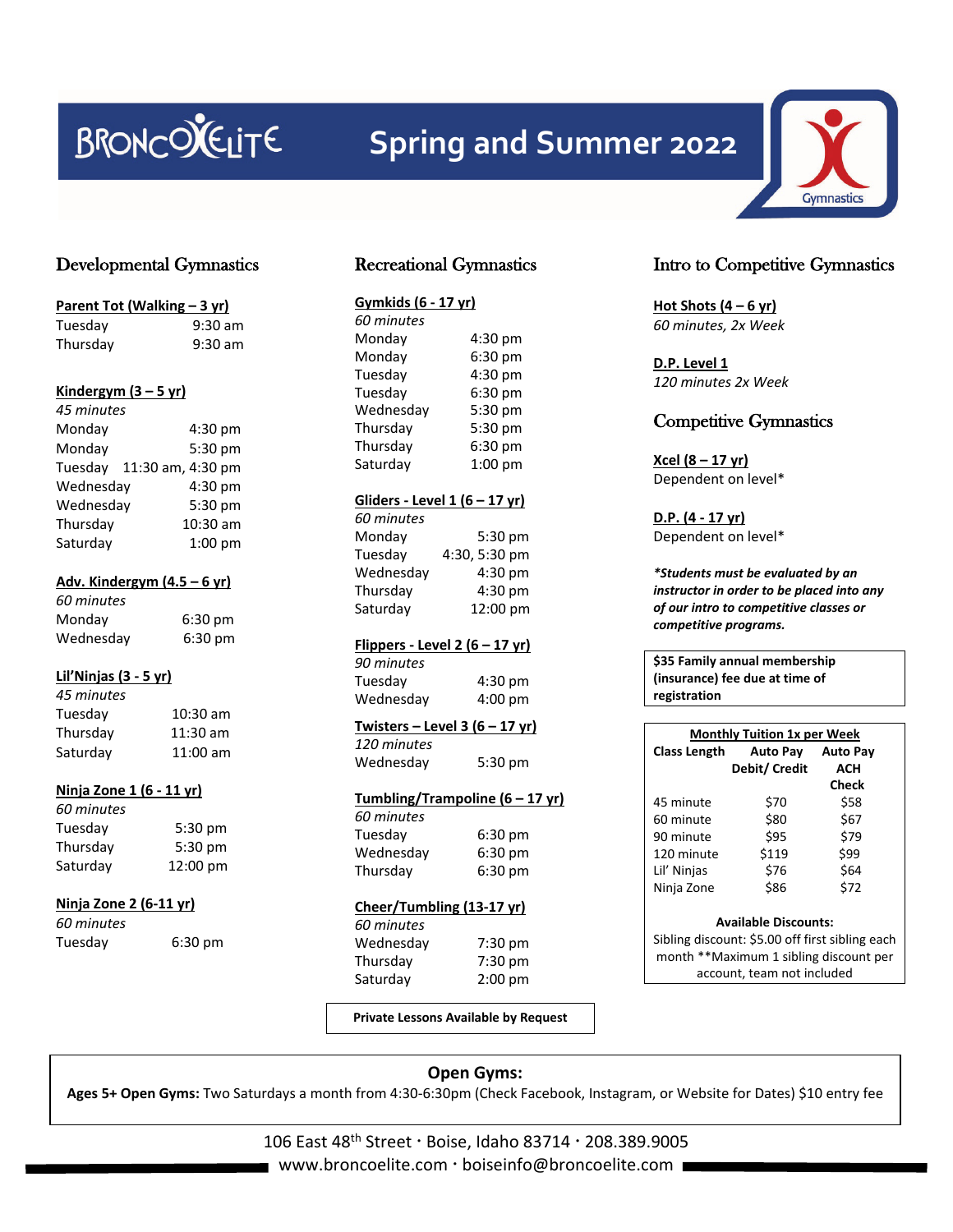# BroncoElite — Spring and Summer 2022

## Developmental Gymnastics

### Parent Tot (Walking – 3 yr)

| | |
|---|---|
| Tuesday | 9:30 am |
| Thursday | 9:30 am |

### Kindergym (3 – 5 yr)

*45 minutes*

| | |
|---|---|
| Monday | 4:30 pm |
| Monday | 5:30 pm |
| Tuesday | 11:30 am, 4:30 pm |
| Wednesday | 4:30 pm |
| Wednesday | 5:30 pm |
| Thursday | 10:30 am |
| Saturday | 1:00 pm |

### Adv. Kindergym (4.5 – 6 yr)

*60 minutes*

| | |
|---|---|
| Monday | 6:30 pm |
| Wednesday | 6:30 pm |

### Lil'Ninjas (3 - 5 yr)

*45 minutes*

| | |
|---|---|
| Tuesday | 10:30 am |
| Thursday | 11:30 am |
| Saturday | 11:00 am |

### Ninja Zone 1 (6 - 11 yr)

*60 minutes*

| | |
|---|---|
| Tuesday | 5:30 pm |
| Thursday | 5:30 pm |
| Saturday | 12:00 pm |

### Ninja Zone 2 (6-11 yr)

*60 minutes*

| | |
|---|---|
| Tuesday | 6:30 pm |

## Recreational Gymnastics

### Gymkids (6 - 17 yr)

*60 minutes*

| | |
|---|---|
| Monday | 4:30 pm |
| Monday | 6:30 pm |
| Tuesday | 4:30 pm |
| Tuesday | 6:30 pm |
| Wednesday | 5:30 pm |
| Thursday | 5:30 pm |
| Thursday | 6:30 pm |
| Saturday | 1:00 pm |

### Gliders - Level 1 (6 – 17 yr)

*60 minutes*

| | |
|---|---|
| Monday | 5:30 pm |
| Tuesday | 4:30, 5:30 pm |
| Wednesday | 4:30 pm |
| Thursday | 4:30 pm |
| Saturday | 12:00 pm |

### Flippers - Level 2 (6 – 17 yr)

*90 minutes*

| | |
|---|---|
| Tuesday | 4:30 pm |
| Wednesday | 4:00 pm |

### Twisters – Level 3 (6 – 17 yr)

*120 minutes*

| | |
|---|---|
| Wednesday | 5:30 pm |

### Tumbling/Trampoline (6 – 17 yr)

*60 minutes*

| | |
|---|---|
| Tuesday | 6:30 pm |
| Wednesday | 6:30 pm |
| Thursday | 6:30 pm |

### Cheer/Tumbling (13-17 yr)

*60 minutes*

| | |
|---|---|
| Wednesday | 7:30 pm |
| Thursday | 7:30 pm |
| Saturday | 2:00 pm |

**Private Lessons Available by Request**

## Intro to Competitive Gymnastics

### Hot Shots (4 – 6 yr)

*60 minutes, 2x Week*

### D.P. Level 1

*120 minutes 2x Week*

## Competitive Gymnastics

### Xcel (8 – 17 yr)

Dependent on level*

### D.P. (4 - 17 yr)

Dependent on level*

***Students must be evaluated by an instructor in order to be placed into any of our intro to competitive classes or competitive programs.***

**$35 Family annual membership (insurance) fee due at time of registration**

**Monthly Tuition 1x per Week**

| Class Length | Auto Pay Debit/ Credit | Auto Pay ACH Check |
|---|---|---|
| 45 minute | $70 | $58 |
| 60 minute | $80 | $67 |
| 90 minute | $95 | $79 |
| 120 minute | $119 | $99 |
| Lil' Ninjas | $76 | $64 |
| Ninja Zone | $86 | $72 |

**Available Discounts:**

Sibling discount: $5.00 off first sibling each month **Maximum 1 sibling discount per account, team not included

## Open Gyms:

**Ages 5+ Open Gyms:** Two Saturdays a month from 4:30-6:30pm (Check Facebook, Instagram, or Website for Dates) $10 entry fee

106 East 48th Street · Boise, Idaho 83714 · 208.389.9005

www.broncoelite.com · boiseinfo@broncoelite.com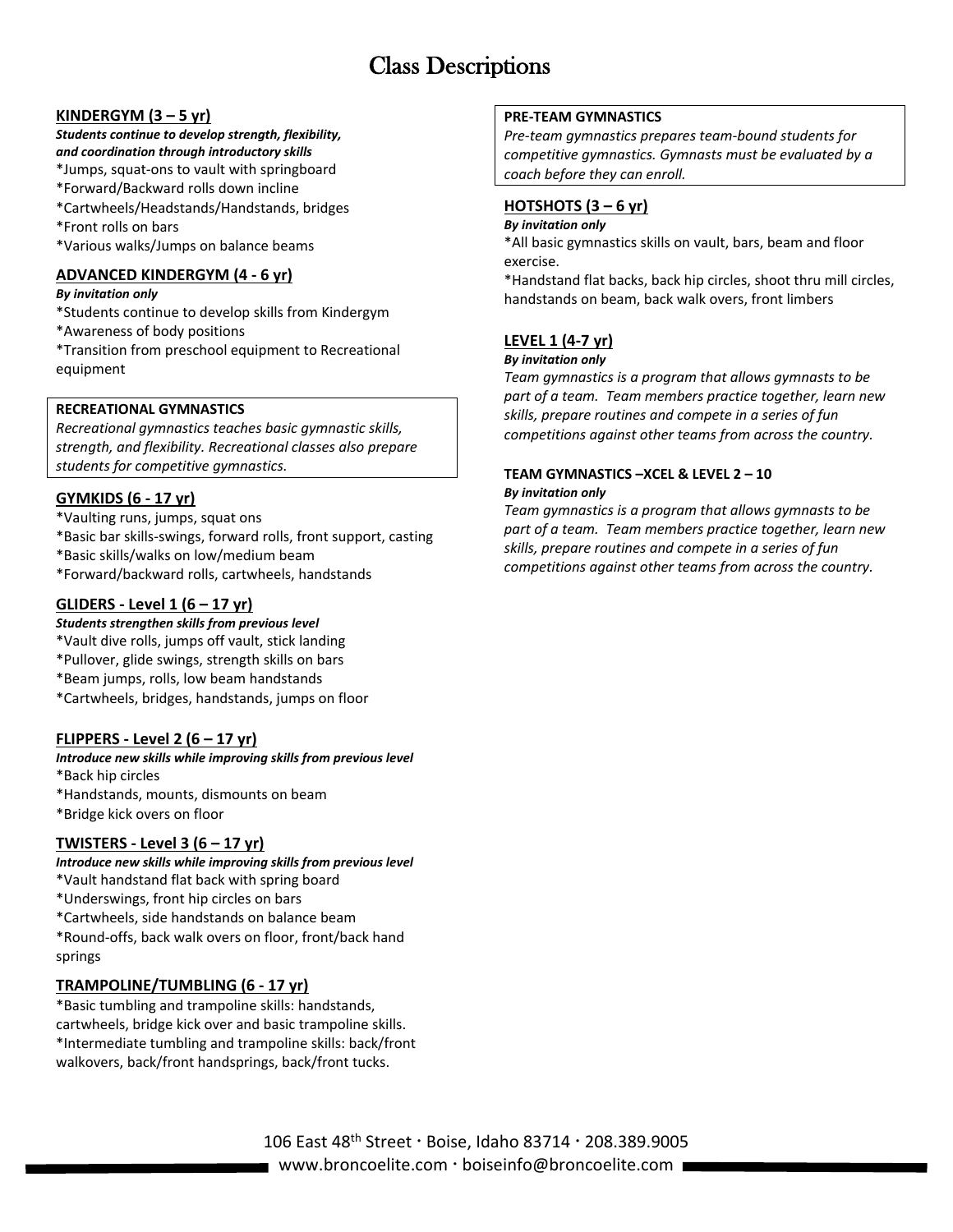# Class Descriptions

## KINDERGYM (3 – 5 yr)

***Students continue to develop strength, flexibility, and coordination through introductory skills***

*Jumps, squat-ons to vault with springboard
*Forward/Backward rolls down incline
*Cartwheels/Headstands/Handstands, bridges
*Front rolls on bars
*Various walks/Jumps on balance beams

## ADVANCED KINDERGYM (4 - 6 yr)

***By invitation only***

*Students continue to develop skills from Kindergym
*Awareness of body positions
*Transition from preschool equipment to Recreational equipment

### RECREATIONAL GYMNASTICS

*Recreational gymnastics teaches basic gymnastic skills, strength, and flexibility. Recreational classes also prepare students for competitive gymnastics.*

## GYMKIDS (6 - 17 yr)

*Vaulting runs, jumps, squat ons
*Basic bar skills-swings, forward rolls, front support, casting
*Basic skills/walks on low/medium beam
*Forward/backward rolls, cartwheels, handstands

## GLIDERS - Level 1 (6 – 17 yr)

***Students strengthen skills from previous level***

*Vault dive rolls, jumps off vault, stick landing
*Pullover, glide swings, strength skills on bars
*Beam jumps, rolls, low beam handstands
*Cartwheels, bridges, handstands, jumps on floor

## FLIPPERS - Level 2 (6 – 17 yr)

***Introduce new skills while improving skills from previous level***

*Back hip circles
*Handstands, mounts, dismounts on beam
*Bridge kick overs on floor

## TWISTERS - Level 3 (6 – 17 yr)

***Introduce new skills while improving skills from previous level***

*Vault handstand flat back with spring board
*Underswings, front hip circles on bars
*Cartwheels, side handstands on balance beam
*Round-offs, back walk overs on floor, front/back hand springs

## TRAMPOLINE/TUMBLING (6 - 17 yr)

*Basic tumbling and trampoline skills: handstands, cartwheels, bridge kick over and basic trampoline skills.
*Intermediate tumbling and trampoline skills: back/front walkovers, back/front handsprings, back/front tucks.

### PRE-TEAM GYMNASTICS

*Pre-team gymnastics prepares team-bound students for competitive gymnastics. Gymnasts must be evaluated by a coach before they can enroll.*

## HOTSHOTS (3 – 6 yr)

***By invitation only***

*All basic gymnastics skills on vault, bars, beam and floor exercise.
*Handstand flat backs, back hip circles, shoot thru mill circles, handstands on beam, back walk overs, front limbers

## LEVEL 1 (4-7 yr)

***By invitation only***

*Team gymnastics is a program that allows gymnasts to be part of a team. Team members practice together, learn new skills, prepare routines and compete in a series of fun competitions against other teams from across the country.*

### TEAM GYMNASTICS –XCEL & LEVEL 2 – 10

***By invitation only***

*Team gymnastics is a program that allows gymnasts to be part of a team. Team members practice together, learn new skills, prepare routines and compete in a series of fun competitions against other teams from across the country.*

106 East 48th Street · Boise, Idaho 83714 · 208.389.9005
www.broncoelite.com · boiseinfo@broncoelite.com